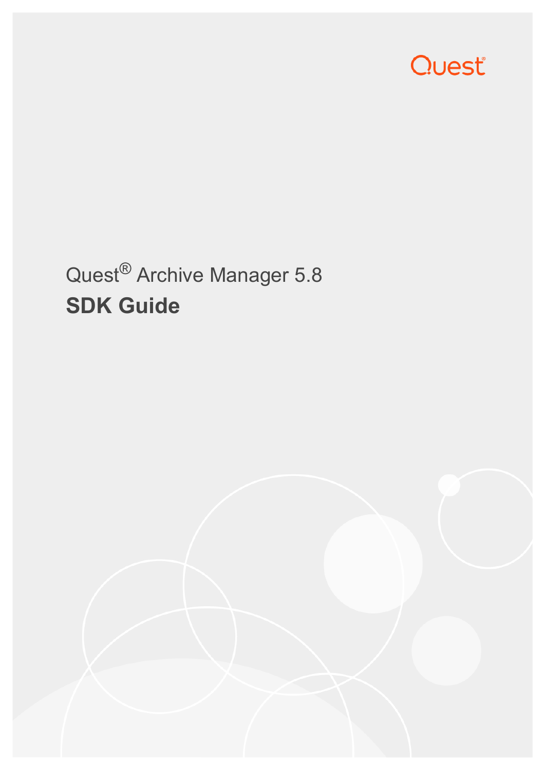Quest

# Quest® Archive Manager 5.8

## SDK Guide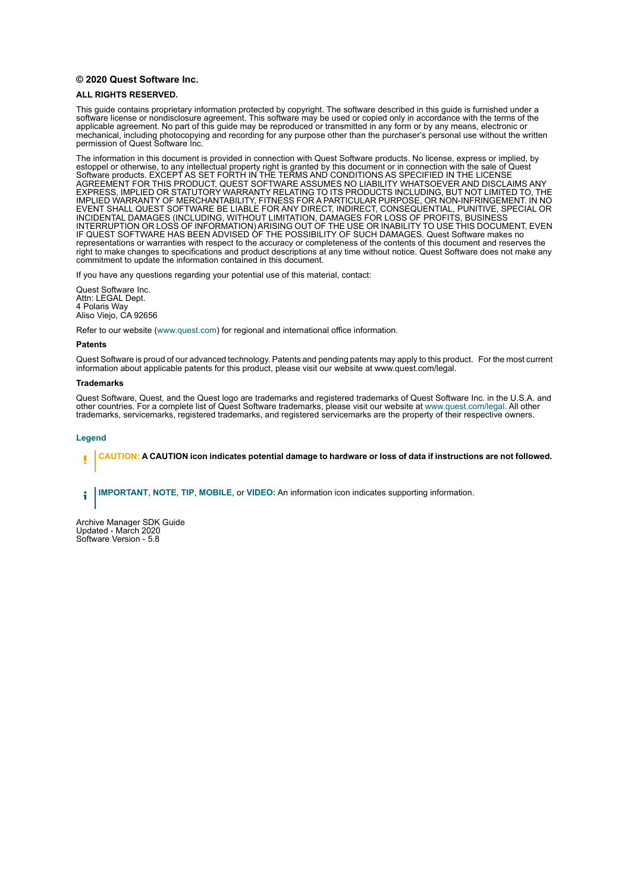**© 2020 Quest Software Inc.**

**ALL RIGHTS RESERVED.**

This guide contains proprietary information protected by copyright. The software described in this guide is furnished under a software license or nondisclosure agreement. This software may be used or copied only in accordance with the terms of the applicable agreement. No part of this guide may be reproduced or transmitted in any form or by any means, electronic or mechanical, including photocopying and recording for any purpose other than the purchaser's personal use without the written permission of Quest Software Inc.

The information in this document is provided in connection with Quest Software products. No license, express or implied, by estoppel or otherwise, to any intellectual property right is granted by this document or in connection with the sale of Quest Software products. EXCEPT AS SET FORTH IN THE TERMS AND CONDITIONS AS SPECIFIED IN THE LICENSE AGREEMENT FOR THIS PRODUCT, QUEST SOFTWARE ASSUMES NO LIABILITY WHATSOEVER AND DISCLAIMS ANY EXPRESS, IMPLIED OR STATUTORY WARRANTY RELATING TO ITS PRODUCTS INCLUDING, BUT NOT LIMITED TO, THE IMPLIED WARRANTY OF MERCHANTABILITY, FITNESS FOR A PARTICULAR PURPOSE, OR NON-INFRINGEMENT. IN NO EVENT SHALL QUEST SOFTWARE BE LIABLE FOR ANY DIRECT, INDIRECT, CONSEQUENTIAL, PUNITIVE, SPECIAL OR INCIDENTAL DAMAGES (INCLUDING, WITHOUT LIMITATION, DAMAGES FOR LOSS OF PROFITS, BUSINESS INTERRUPTION OR LOSS OF INFORMATION) ARISING OUT OF THE USE OR INABILITY TO USE THIS DOCUMENT, EVEN IF QUEST SOFTWARE HAS BEEN ADVISED OF THE POSSIBILITY OF SUCH DAMAGES. Quest Software makes no representations or warranties with respect to the accuracy or completeness of the contents of this document and reserves the right to make changes to specifications and product descriptions at any time without notice. Quest Software does not make any commitment to update the information contained in this document.

If you have any questions regarding your potential use of this material, contact:

Quest Software Inc.
Attn: LEGAL Dept.
4 Polaris Way
Aliso Viejo, CA 92656

Refer to our website (www.quest.com) for regional and international office information.

**Patents**

Quest Software is proud of our advanced technology. Patents and pending patents may apply to this product. For the most current information about applicable patents for this product, please visit our website at www.quest.com/legal.

**Trademarks**

Quest Software, Quest, and the Quest logo are trademarks and registered trademarks of Quest Software Inc. in the U.S.A. and other countries. For a complete list of Quest Software trademarks, please visit our website at www.quest.com/legal. All other trademarks, servicemarks, registered trademarks, and registered servicemarks are the property of their respective owners.

**Legend**

**CAUTION: A CAUTION icon indicates potential damage to hardware or loss of data if instructions are not followed.**

**IMPORTANT**, **NOTE**, **TIP**, **MOBILE**, or **VIDEO:** An information icon indicates supporting information.

Archive Manager SDK Guide
Updated - March 2020
Software Version - 5.8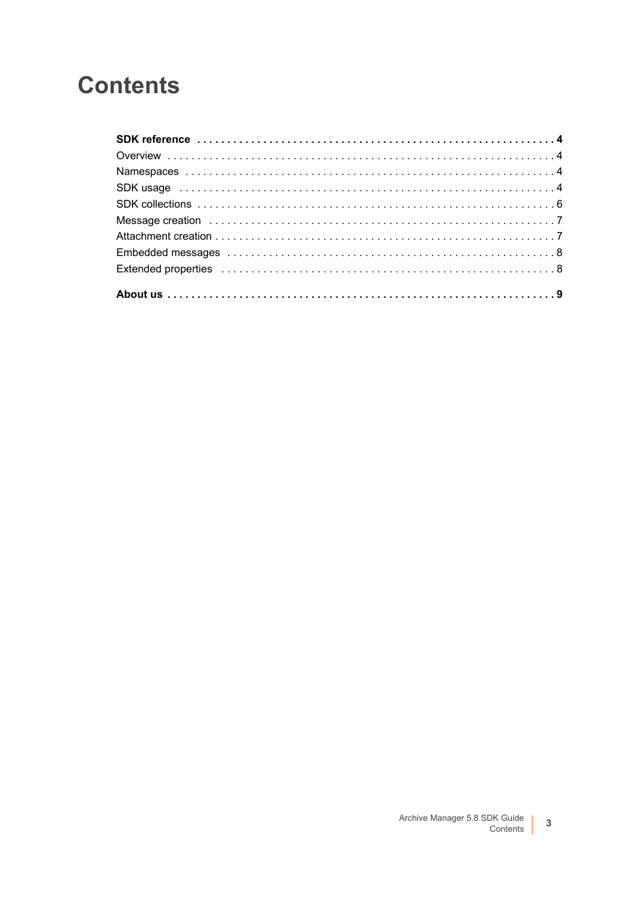# Contents

**SDK reference** . . . . . . . . . . . . . . . . . . . . . . . . . . . . . . . . . . . . . . . . . . . . . . . . . . . . . . . . . . . . . . **4**

Overview . . . . . . . . . . . . . . . . . . . . . . . . . . . . . . . . . . . . . . . . . . . . . . . . . . . . . . . . . . . . . . . . . . 4

Namespaces . . . . . . . . . . . . . . . . . . . . . . . . . . . . . . . . . . . . . . . . . . . . . . . . . . . . . . . . . . . . . . . 4

SDK usage . . . . . . . . . . . . . . . . . . . . . . . . . . . . . . . . . . . . . . . . . . . . . . . . . . . . . . . . . . . . . . . . 4

SDK collections . . . . . . . . . . . . . . . . . . . . . . . . . . . . . . . . . . . . . . . . . . . . . . . . . . . . . . . . . . . . . 6

Message creation . . . . . . . . . . . . . . . . . . . . . . . . . . . . . . . . . . . . . . . . . . . . . . . . . . . . . . . . . . . 7

Attachment creation . . . . . . . . . . . . . . . . . . . . . . . . . . . . . . . . . . . . . . . . . . . . . . . . . . . . . . . . . . 7

Embedded messages . . . . . . . . . . . . . . . . . . . . . . . . . . . . . . . . . . . . . . . . . . . . . . . . . . . . . . . . 8

Extended properties . . . . . . . . . . . . . . . . . . . . . . . . . . . . . . . . . . . . . . . . . . . . . . . . . . . . . . . . . 8

**About us** . . . . . . . . . . . . . . . . . . . . . . . . . . . . . . . . . . . . . . . . . . . . . . . . . . . . . . . . . . . . . . . . . . **9**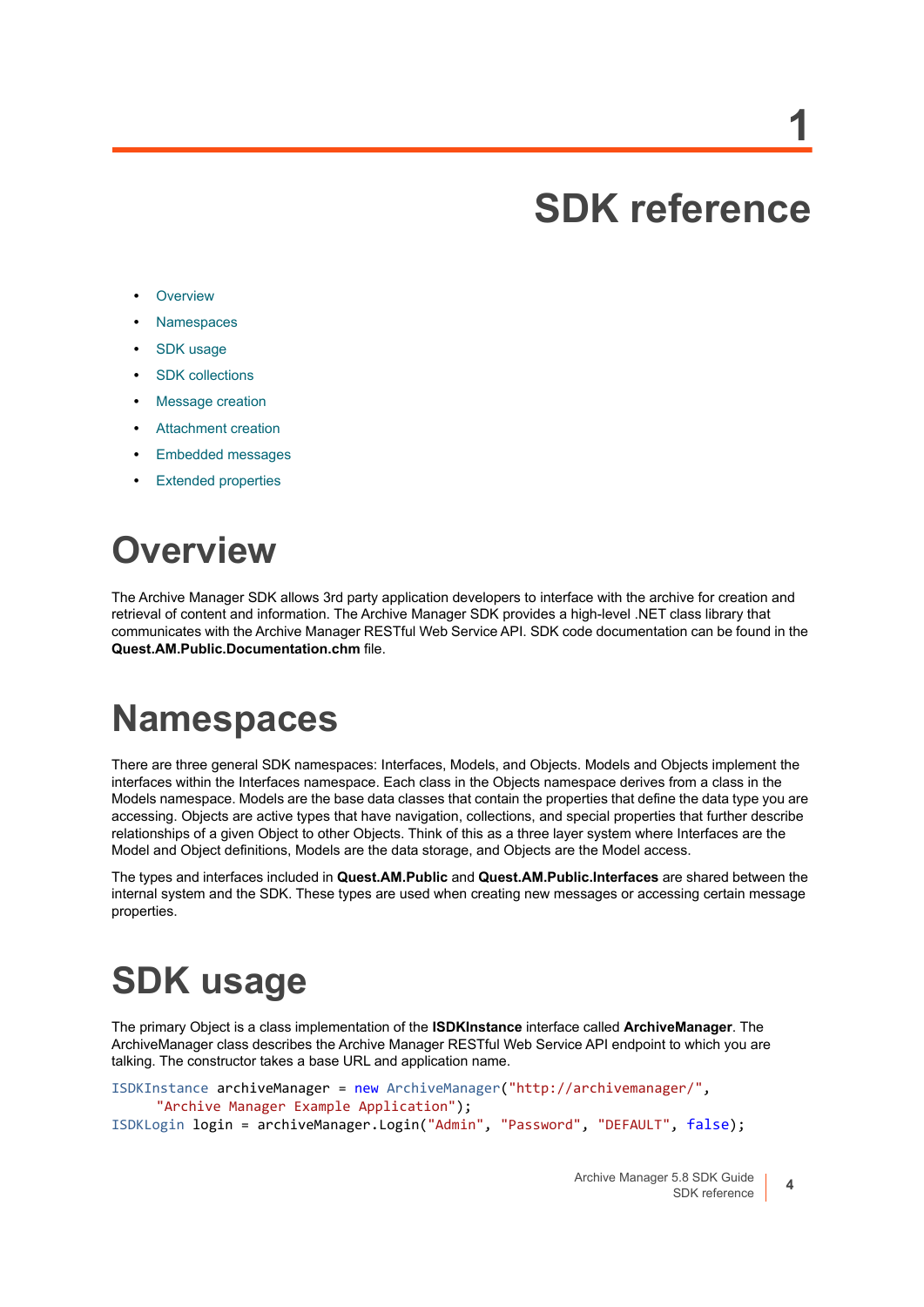# 1

# SDK reference

- Overview
- Namespaces
- SDK usage
- SDK collections
- Message creation
- Attachment creation
- Embedded messages
- Extended properties

## Overview

The Archive Manager SDK allows 3rd party application developers to interface with the archive for creation and retrieval of content and information. The Archive Manager SDK provides a high-level .NET class library that communicates with the Archive Manager RESTful Web Service API. SDK code documentation can be found in the **Quest.AM.Public.Documentation.chm** file.

## Namespaces

There are three general SDK namespaces: Interfaces, Models, and Objects. Models and Objects implement the interfaces within the Interfaces namespace. Each class in the Objects namespace derives from a class in the Models namespace. Models are the base data classes that contain the properties that define the data type you are accessing. Objects are active types that have navigation, collections, and special properties that further describe relationships of a given Object to other Objects. Think of this as a three layer system where Interfaces are the Model and Object definitions, Models are the data storage, and Objects are the Model access.

The types and interfaces included in **Quest.AM.Public** and **Quest.AM.Public.Interfaces** are shared between the internal system and the SDK. These types are used when creating new messages or accessing certain message properties.

## SDK usage

The primary Object is a class implementation of the **ISDKInstance** interface called **ArchiveManager**. The ArchiveManager class describes the Archive Manager RESTful Web Service API endpoint to which you are talking. The constructor takes a base URL and application name.

```
ISDKInstance archiveManager = new ArchiveManager("http://archivemanager/",
      "Archive Manager Example Application");
ISDKLogin login = archiveManager.Login("Admin", "Password", "DEFAULT", false);
```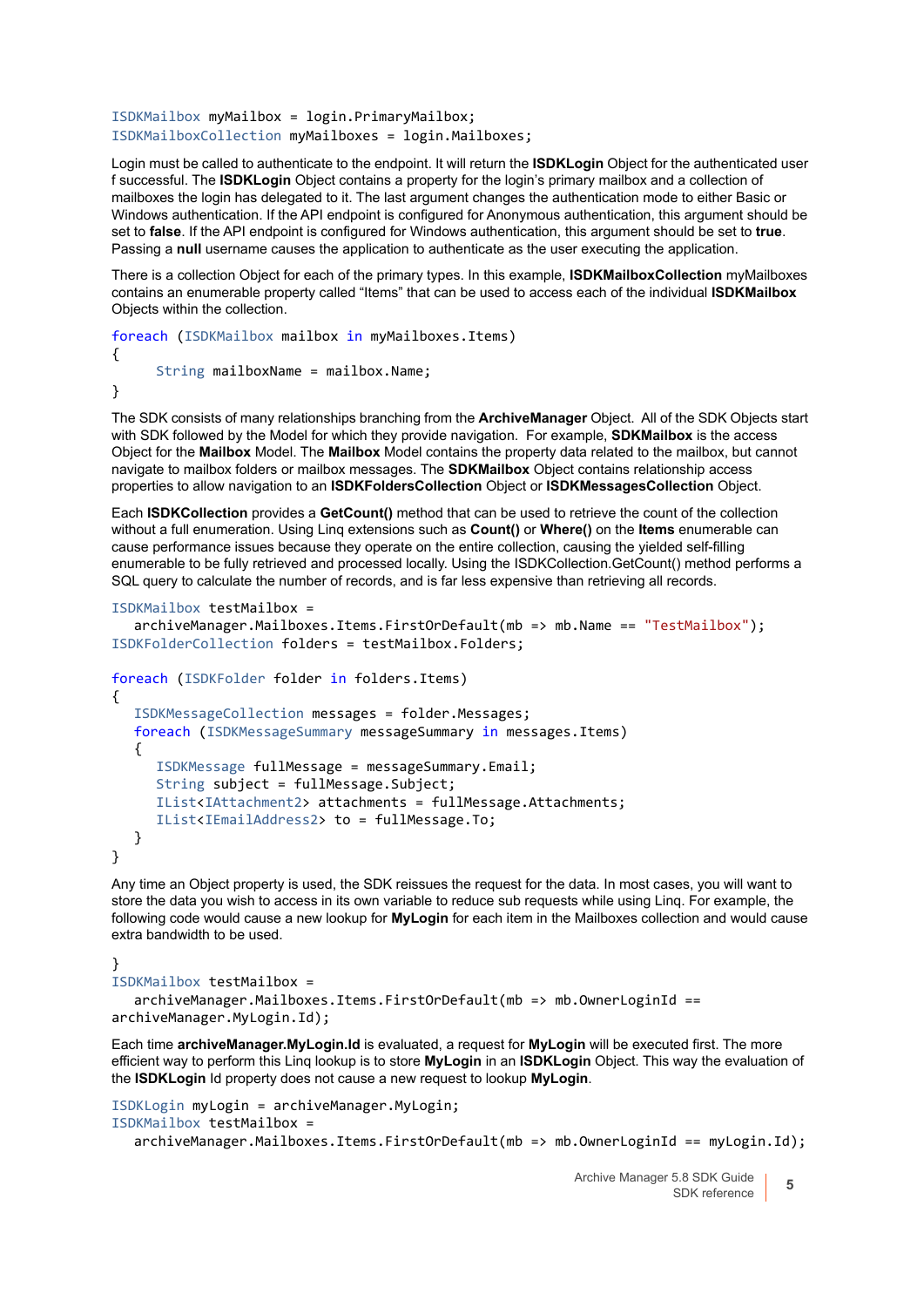```
ISDKMailbox myMailbox = login.PrimaryMailbox;
ISDKMailboxCollection myMailboxes = login.Mailboxes;
```

Login must be called to authenticate to the endpoint. It will return the **ISDKLogin** Object for the authenticated user f successful. The **ISDKLogin** Object contains a property for the login's primary mailbox and a collection of mailboxes the login has delegated to it. The last argument changes the authentication mode to either Basic or Windows authentication. If the API endpoint is configured for Anonymous authentication, this argument should be set to **false**. If the API endpoint is configured for Windows authentication, this argument should be set to **true**. Passing a **null** username causes the application to authenticate as the user executing the application.

There is a collection Object for each of the primary types. In this example, **ISDKMailboxCollection** myMailboxes contains an enumerable property called "Items" that can be used to access each of the individual **ISDKMailbox** Objects within the collection.

```
foreach (ISDKMailbox mailbox in myMailboxes.Items)
{
      String mailboxName = mailbox.Name;
}
```

The SDK consists of many relationships branching from the **ArchiveManager** Object. All of the SDK Objects start with SDK followed by the Model for which they provide navigation. For example, **SDKMailbox** is the access Object for the **Mailbox** Model. The **Mailbox** Model contains the property data related to the mailbox, but cannot navigate to mailbox folders or mailbox messages. The **SDKMailbox** Object contains relationship access properties to allow navigation to an **ISDKFoldersCollection** Object or **ISDKMessagesCollection** Object.

Each **ISDKCollection** provides a **GetCount()** method that can be used to retrieve the count of the collection without a full enumeration. Using Linq extensions such as **Count()** or **Where()** on the **Items** enumerable can cause performance issues because they operate on the entire collection, causing the yielded self-filling enumerable to be fully retrieved and processed locally. Using the ISDKCollection.GetCount() method performs a SQL query to calculate the number of records, and is far less expensive than retrieving all records.

```
ISDKMailbox testMailbox =
   archiveManager.Mailboxes.Items.FirstOrDefault(mb => mb.Name == "TestMailbox");
ISDKFolderCollection folders = testMailbox.Folders;

foreach (ISDKFolder folder in folders.Items)
{
   ISDKMessageCollection messages = folder.Messages;
   foreach (ISDKMessageSummary messageSummary in messages.Items)
   {
      ISDKMessage fullMessage = messageSummary.Email;
      String subject = fullMessage.Subject;
      IList<IAttachment2> attachments = fullMessage.Attachments;
      IList<IEmailAddress2> to = fullMessage.To;
   }
}
```

Any time an Object property is used, the SDK reissues the request for the data. In most cases, you will want to store the data you wish to access in its own variable to reduce sub requests while using Linq. For example, the following code would cause a new lookup for **MyLogin** for each item in the Mailboxes collection and would cause extra bandwidth to be used.

```
}
ISDKMailbox testMailbox =
   archiveManager.Mailboxes.Items.FirstOrDefault(mb => mb.OwnerLoginId ==
archiveManager.MyLogin.Id);
```

Each time **archiveManager.MyLogin.Id** is evaluated, a request for **MyLogin** will be executed first. The more efficient way to perform this Linq lookup is to store **MyLogin** in an **ISDKLogin** Object. This way the evaluation of the **ISDKLogin** Id property does not cause a new request to lookup **MyLogin**.

```
ISDKLogin myLogin = archiveManager.MyLogin;
ISDKMailbox testMailbox =
   archiveManager.Mailboxes.Items.FirstOrDefault(mb => mb.OwnerLoginId == myLogin.Id);
```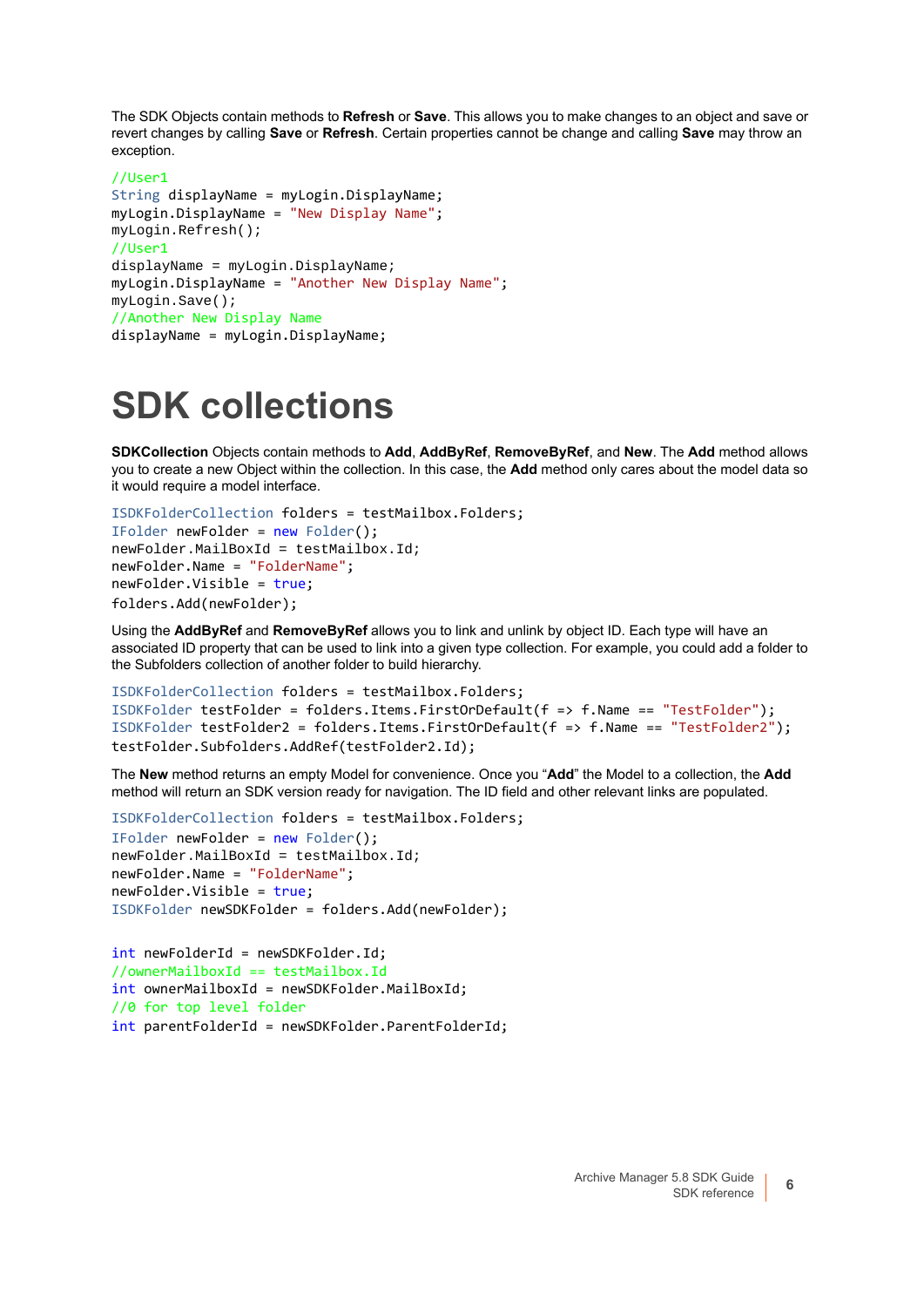The SDK Objects contain methods to **Refresh** or **Save**. This allows you to make changes to an object and save or revert changes by calling **Save** or **Refresh**. Certain properties cannot be change and calling **Save** may throw an exception.

```
//User1
String displayName = myLogin.DisplayName;
myLogin.DisplayName = "New Display Name";
myLogin.Refresh();
//User1
displayName = myLogin.DisplayName;
myLogin.DisplayName = "Another New Display Name";
myLogin.Save();
//Another New Display Name
displayName = myLogin.DisplayName;
```

# SDK collections

**SDKCollection** Objects contain methods to **Add**, **AddByRef**, **RemoveByRef**, and **New**. The **Add** method allows you to create a new Object within the collection. In this case, the **Add** method only cares about the model data so it would require a model interface.

```
ISDKFolderCollection folders = testMailbox.Folders;
IFolder newFolder = new Folder();
newFolder.MailBoxId = testMailbox.Id;
newFolder.Name = "FolderName";
newFolder.Visible = true;
folders.Add(newFolder);
```

Using the **AddByRef** and **RemoveByRef** allows you to link and unlink by object ID. Each type will have an associated ID property that can be used to link into a given type collection. For example, you could add a folder to the Subfolders collection of another folder to build hierarchy.

```
ISDKFolderCollection folders = testMailbox.Folders;
ISDKFolder testFolder = folders.Items.FirstOrDefault(f => f.Name == "TestFolder");
ISDKFolder testFolder2 = folders.Items.FirstOrDefault(f => f.Name == "TestFolder2");
testFolder.Subfolders.AddRef(testFolder2.Id);
```

The **New** method returns an empty Model for convenience. Once you “**Add**” the Model to a collection, the **Add** method will return an SDK version ready for navigation. The ID field and other relevant links are populated.

```
ISDKFolderCollection folders = testMailbox.Folders;
IFolder newFolder = new Folder();
newFolder.MailBoxId = testMailbox.Id;
newFolder.Name = "FolderName";
newFolder.Visible = true;
ISDKFolder newSDKFolder = folders.Add(newFolder);

int newFolderId = newSDKFolder.Id;
//ownerMailboxId == testMailbox.Id
int ownerMailboxId = newSDKFolder.MailBoxId;
//0 for top level folder
int parentFolderId = newSDKFolder.ParentFolderId;
```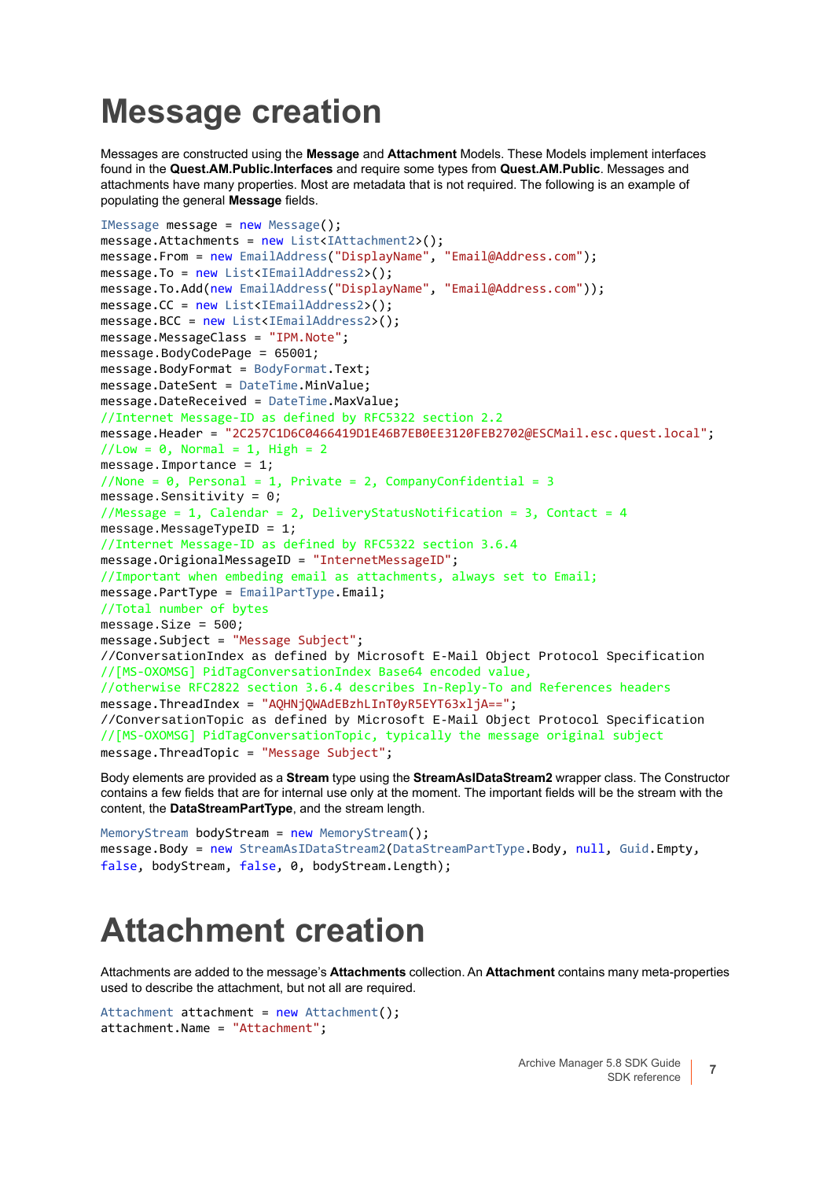# Message creation

Messages are constructed using the **Message** and **Attachment** Models. These Models implement interfaces found in the **Quest.AM.Public.Interfaces** and require some types from **Quest.AM.Public**. Messages and attachments have many properties. Most are metadata that is not required. The following is an example of populating the general **Message** fields.

```
IMessage message = new Message();
message.Attachments = new List<IAttachment2>();
message.From = new EmailAddress("DisplayName", "Email@Address.com");
message.To = new List<IEmailAddress2>();
message.To.Add(new EmailAddress("DisplayName", "Email@Address.com"));
message.CC = new List<IEmailAddress2>();
message.BCC = new List<IEmailAddress2>();
message.MessageClass = "IPM.Note";
message.BodyCodePage = 65001;
message.BodyFormat = BodyFormat.Text;
message.DateSent = DateTime.MinValue;
message.DateReceived = DateTime.MaxValue;
//Internet Message-ID as defined by RFC5322 section 2.2
message.Header = "2C257C1D6C0466419D1E46B7EB0EE3120FEB2702@ESCMail.esc.quest.local";
//Low = 0, Normal = 1, High = 2
message.Importance = 1;
//None = 0, Personal = 1, Private = 2, CompanyConfidential = 3
message.Sensitivity = 0;
//Message = 1, Calendar = 2, DeliveryStatusNotification = 3, Contact = 4
message.MessageTypeID = 1;
//Internet Message-ID as defined by RFC5322 section 3.6.4
message.OrigionalMessageID = "InternetMessageID";
//Important when embeding email as attachments, always set to Email;
message.PartType = EmailPartType.Email;
//Total number of bytes
message.Size = 500;
message.Subject = "Message Subject";
//ConversationIndex as defined by Microsoft E-Mail Object Protocol Specification
//[MS-OXOMSG] PidTagConversationIndex Base64 encoded value,
//otherwise RFC2822 section 3.6.4 describes In-Reply-To and References headers
message.ThreadIndex = "AQHNjQWAdEBzhLInT0yR5EYT63xljA==";
//ConversationTopic as defined by Microsoft E-Mail Object Protocol Specification
//[MS-OXOMSG] PidTagConversationTopic, typically the message original subject
message.ThreadTopic = "Message Subject";
```

Body elements are provided as a **Stream** type using the **StreamAsIDataStream2** wrapper class. The Constructor contains a few fields that are for internal use only at the moment. The important fields will be the stream with the content, the **DataStreamPartType**, and the stream length.

```
MemoryStream bodyStream = new MemoryStream();
message.Body = new StreamAsIDataStream2(DataStreamPartType.Body, null, Guid.Empty,
false, bodyStream, false, 0, bodyStream.Length);
```

# Attachment creation

Attachments are added to the message's **Attachments** collection. An **Attachment** contains many meta-properties used to describe the attachment, but not all are required.

```
Attachment attachment = new Attachment();
attachment.Name = "Attachment";
```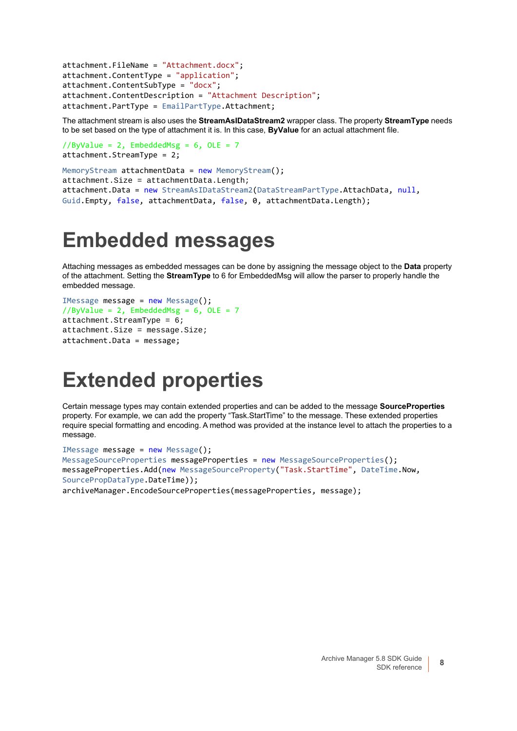```
attachment.FileName = "Attachment.docx";
attachment.ContentType = "application";
attachment.ContentSubType = "docx";
attachment.ContentDescription = "Attachment Description";
attachment.PartType = EmailPartType.Attachment;
```

The attachment stream is also uses the **StreamAsIDataStream2** wrapper class. The property **StreamType** needs to be set based on the type of attachment it is. In this case, **ByValue** for an actual attachment file.

```
//ByValue = 2, EmbeddedMsg = 6, OLE = 7
attachment.StreamType = 2;
```

```
MemoryStream attachmentData = new MemoryStream();
attachment.Size = attachmentData.Length;
attachment.Data = new StreamAsIDataStream2(DataStreamPartType.AttachData, null,
Guid.Empty, false, attachmentData, false, 0, attachmentData.Length);
```

# Embedded messages

Attaching messages as embedded messages can be done by assigning the message object to the **Data** property of the attachment. Setting the **StreamType** to 6 for EmbeddedMsg will allow the parser to properly handle the embedded message.

```
IMessage message = new Message();
//ByValue = 2, EmbeddedMsg = 6, OLE = 7
attachment.StreamType = 6;
attachment.Size = message.Size;
attachment.Data = message;
```

# Extended properties

Certain message types may contain extended properties and can be added to the message **SourceProperties** property. For example, we can add the property “Task.StartTime” to the message. These extended properties require special formatting and encoding. A method was provided at the instance level to attach the properties to a message.

```
IMessage message = new Message();
MessageSourceProperties messageProperties = new MessageSourceProperties();
messageProperties.Add(new MessageSourceProperty("Task.StartTime", DateTime.Now,
SourcePropDataType.DateTime));
archiveManager.EncodeSourceProperties(messageProperties, message);
```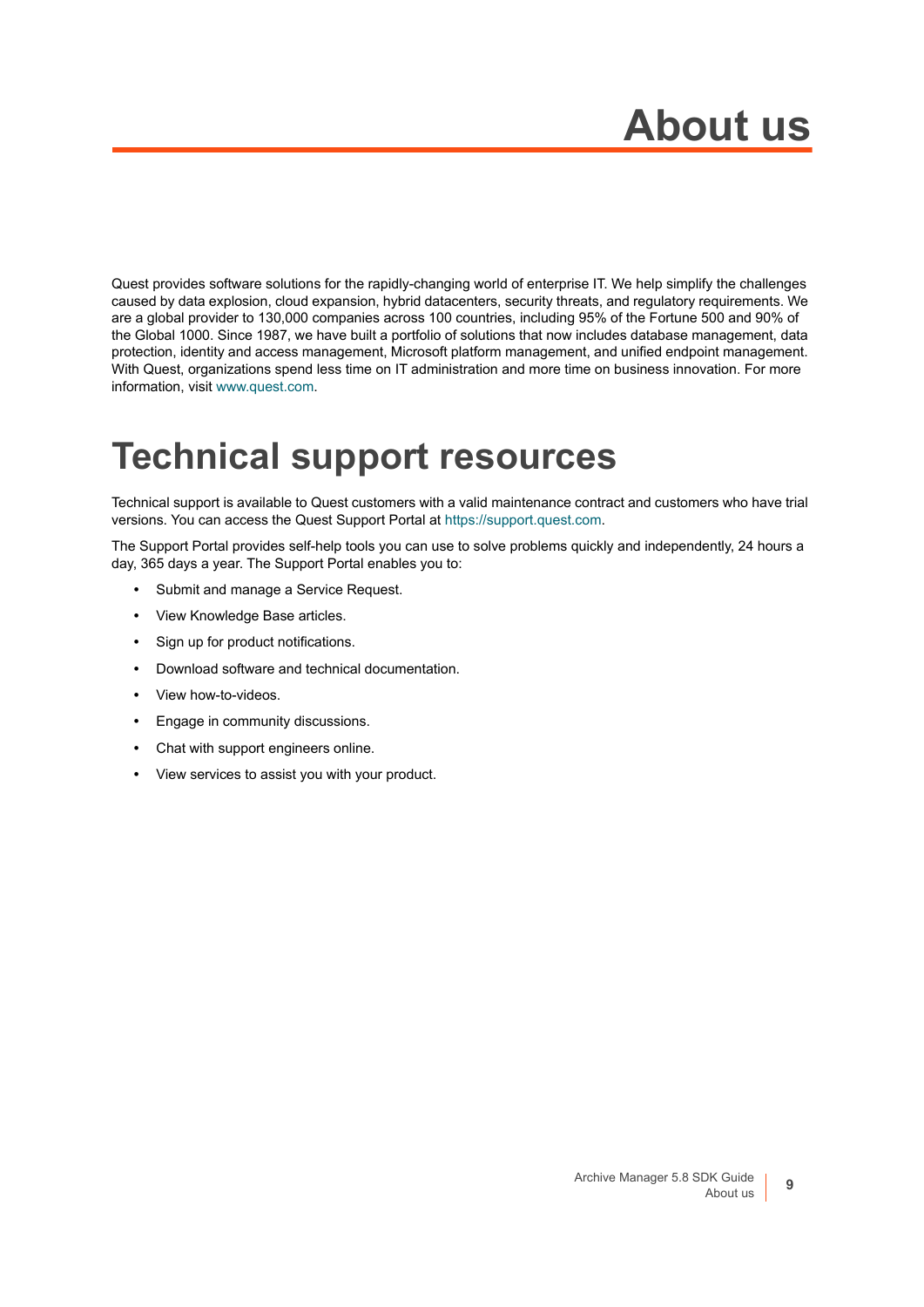# About us

Quest provides software solutions for the rapidly-changing world of enterprise IT. We help simplify the challenges caused by data explosion, cloud expansion, hybrid datacenters, security threats, and regulatory requirements. We are a global provider to 130,000 companies across 100 countries, including 95% of the Fortune 500 and 90% of the Global 1000. Since 1987, we have built a portfolio of solutions that now includes database management, data protection, identity and access management, Microsoft platform management, and unified endpoint management. With Quest, organizations spend less time on IT administration and more time on business innovation. For more information, visit www.quest.com.

# Technical support resources

Technical support is available to Quest customers with a valid maintenance contract and customers who have trial versions. You can access the Quest Support Portal at https://support.quest.com.

The Support Portal provides self-help tools you can use to solve problems quickly and independently, 24 hours a day, 365 days a year. The Support Portal enables you to:

- Submit and manage a Service Request.
- View Knowledge Base articles.
- Sign up for product notifications.
- Download software and technical documentation.
- View how-to-videos.
- Engage in community discussions.
- Chat with support engineers online.
- View services to assist you with your product.